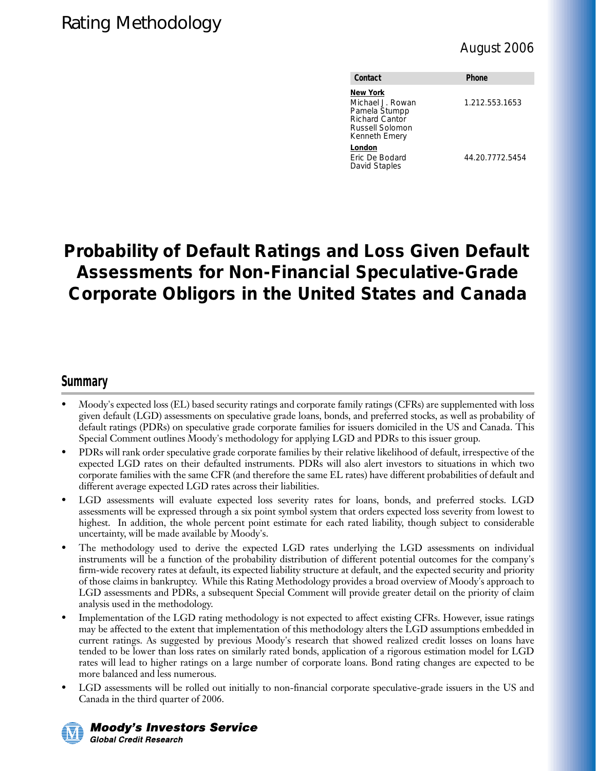Rating Methodology

August 2006

| Contact | Phone |
| --- | --- |
| **New York** | |
| Michael J. Rowan<br>Pamela Stumpp<br>Richard Cantor<br>Russell Solomon<br>Kenneth Emery | 1.212.553.1653 |
| **London** | |
| Eric De Bodard<br>David Staples | 44.20.7772.5454 |

# Probability of Default Ratings and Loss Given Default Assessments for Non-Financial Speculative-Grade Corporate Obligors in the United States and Canada

## Summary

- Moody's expected loss (EL) based security ratings and corporate family ratings (CFRs) are supplemented with loss given default (LGD) assessments on speculative grade loans, bonds, and preferred stocks, as well as probability of default ratings (PDRs) on speculative grade corporate families for issuers domiciled in the US and Canada. This Special Comment outlines Moody's methodology for applying LGD and PDRs to this issuer group.
- PDRs will rank order speculative grade corporate families by their relative likelihood of default, irrespective of the expected LGD rates on their defaulted instruments. PDRs will also alert investors to situations in which two corporate families with the same CFR (and therefore the same EL rates) have different probabilities of default and different average expected LGD rates across their liabilities.
- LGD assessments will evaluate expected loss severity rates for loans, bonds, and preferred stocks. LGD assessments will be expressed through a six point symbol system that orders expected loss severity from lowest to highest. In addition, the whole percent point estimate for each rated liability, though subject to considerable uncertainty, will be made available by Moody's.
- The methodology used to derive the expected LGD rates underlying the LGD assessments on individual instruments will be a function of the probability distribution of different potential outcomes for the company's firm-wide recovery rates at default, its expected liability structure at default, and the expected security and priority of those claims in bankruptcy. While this Rating Methodology provides a broad overview of Moody's approach to LGD assessments and PDRs, a subsequent Special Comment will provide greater detail on the priority of claim analysis used in the methodology.
- Implementation of the LGD rating methodology is not expected to affect existing CFRs. However, issue ratings may be affected to the extent that implementation of this methodology alters the LGD assumptions embedded in current ratings. As suggested by previous Moody's research that showed realized credit losses on loans have tended to be lower than loss rates on similarly rated bonds, application of a rigorous estimation model for LGD rates will lead to higher ratings on a large number of corporate loans. Bond rating changes are expected to be more balanced and less numerous.
- LGD assessments will be rolled out initially to non-financial corporate speculative-grade issuers in the US and Canada in the third quarter of 2006.

Moody's Investors Service
Global Credit Research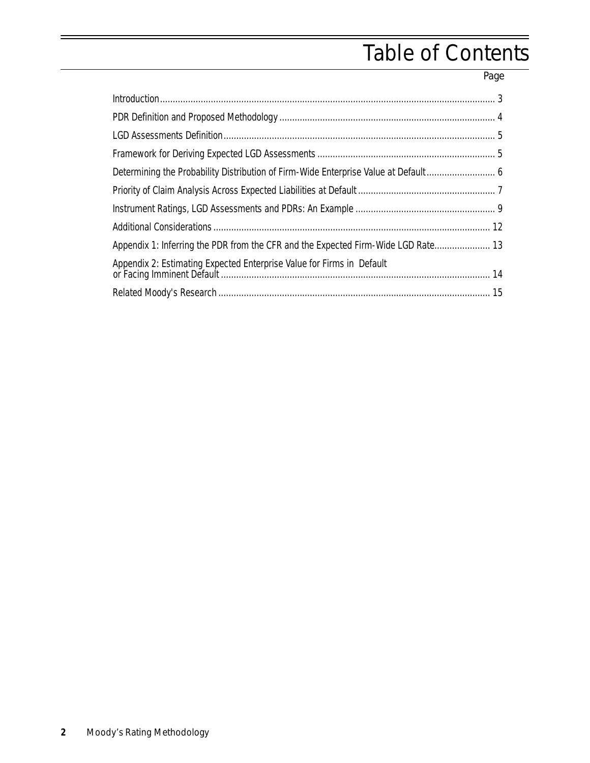# Table of Contents

| | Page |
|---|---|
| Introduction | 3 |
| PDR Definition and Proposed Methodology | 4 |
| LGD Assessments Definition | 5 |
| Framework for Deriving Expected LGD Assessments | 5 |
| Determining the Probability Distribution of Firm-Wide Enterprise Value at Default | 6 |
| Priority of Claim Analysis Across Expected Liabilities at Default | 7 |
| Instrument Ratings, LGD Assessments and PDRs: An Example | 9 |
| Additional Considerations | 12 |
| Appendix 1: Inferring the PDR from the CFR and the Expected Firm-Wide LGD Rate | 13 |
| Appendix 2: Estimating Expected Enterprise Value for Firms in Default or Facing Imminent Default | 14 |
| Related Moody's Research | 15 |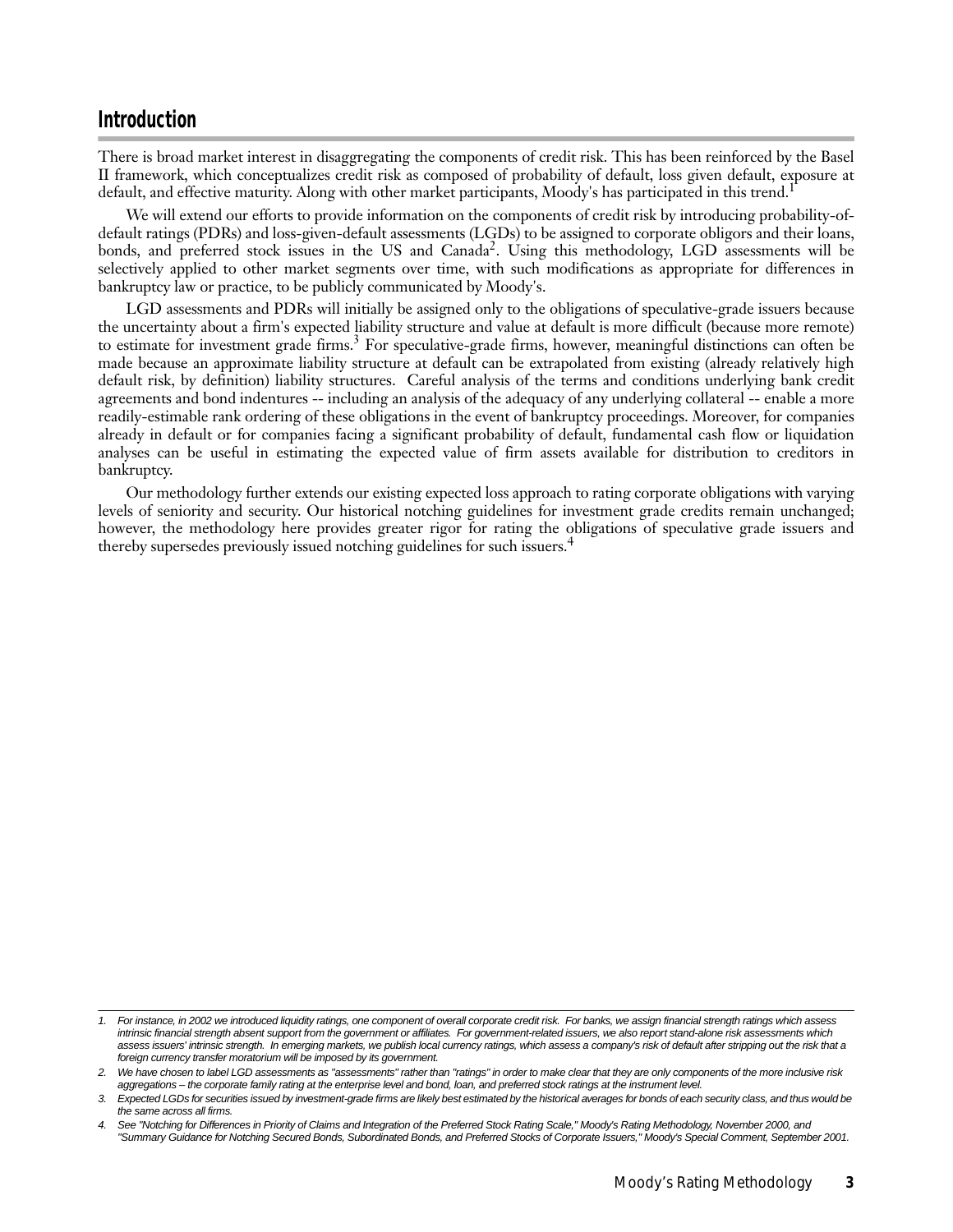## Introduction

There is broad market interest in disaggregating the components of credit risk. This has been reinforced by the Basel II framework, which conceptualizes credit risk as composed of probability of default, loss given default, exposure at default, and effective maturity. Along with other market participants, Moody's has participated in this trend.[1]

We will extend our efforts to provide information on the components of credit risk by introducing probability-of-default ratings (PDRs) and loss-given-default assessments (LGDs) to be assigned to corporate obligors and their loans, bonds, and preferred stock issues in the US and Canada[2]. Using this methodology, LGD assessments will be selectively applied to other market segments over time, with such modifications as appropriate for differences in bankruptcy law or practice, to be publicly communicated by Moody's.

LGD assessments and PDRs will initially be assigned only to the obligations of speculative-grade issuers because the uncertainty about a firm's expected liability structure and value at default is more difficult (because more remote) to estimate for investment grade firms.[3] For speculative-grade firms, however, meaningful distinctions can often be made because an approximate liability structure at default can be extrapolated from existing (already relatively high default risk, by definition) liability structures. Careful analysis of the terms and conditions underlying bank credit agreements and bond indentures -- including an analysis of the adequacy of any underlying collateral -- enable a more readily-estimable rank ordering of these obligations in the event of bankruptcy proceedings. Moreover, for companies already in default or for companies facing a significant probability of default, fundamental cash flow or liquidation analyses can be useful in estimating the expected value of firm assets available for distribution to creditors in bankruptcy.

Our methodology further extends our existing expected loss approach to rating corporate obligations with varying levels of seniority and security. Our historical notching guidelines for investment grade credits remain unchanged; however, the methodology here provides greater rigor for rating the obligations of speculative grade issuers and thereby supersedes previously issued notching guidelines for such issuers.[4]

---

1. *For instance, in 2002 we introduced liquidity ratings, one component of overall corporate credit risk. For banks, we assign financial strength ratings which assess intrinsic financial strength absent support from the government or affiliates. For government-related issuers, we also report stand-alone risk assessments which assess issuers' intrinsic strength. In emerging markets, we publish local currency ratings, which assess a company's risk of default after stripping out the risk that a foreign currency transfer moratorium will be imposed by its government.*
2. *We have chosen to label LGD assessments as "assessments" rather than "ratings" in order to make clear that they are only components of the more inclusive risk aggregations – the corporate family rating at the enterprise level and bond, loan, and preferred stock ratings at the instrument level.*
3. *Expected LGDs for securities issued by investment-grade firms are likely best estimated by the historical averages for bonds of each security class, and thus would be the same across all firms.*
4. *See "Notching for Differences in Priority of Claims and Integration of the Preferred Stock Rating Scale," Moody's Rating Methodology, November 2000, and "Summary Guidance for Notching Secured Bonds, Subordinated Bonds, and Preferred Stocks of Corporate Issuers," Moody's Special Comment, September 2001.*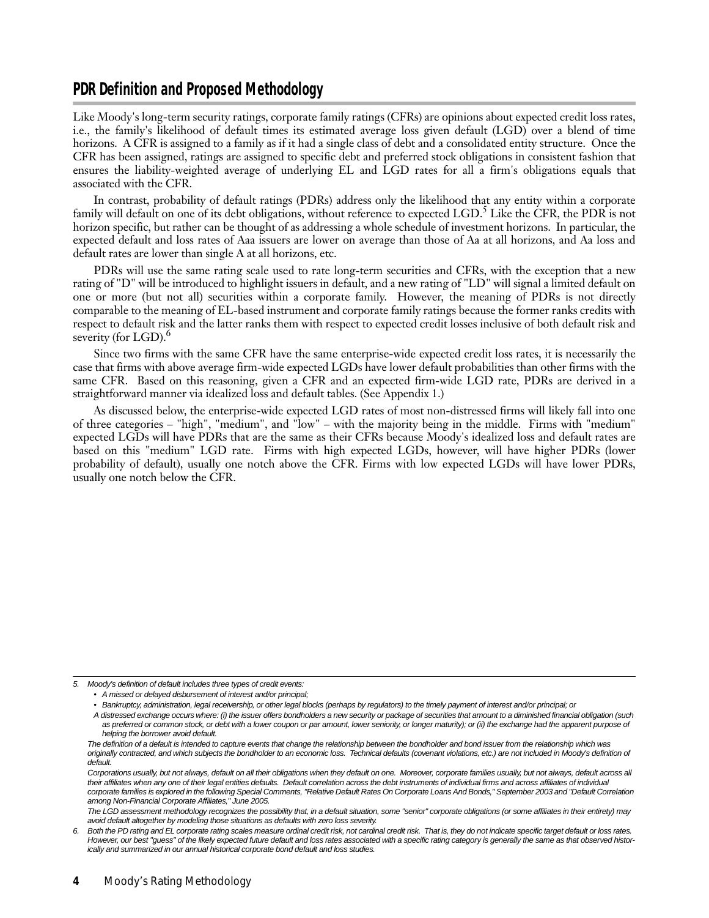## PDR Definition and Proposed Methodology

Like Moody's long-term security ratings, corporate family ratings (CFRs) are opinions about expected credit loss rates, i.e., the family's likelihood of default times its estimated average loss given default (LGD) over a blend of time horizons. A CFR is assigned to a family as if it had a single class of debt and a consolidated entity structure. Once the CFR has been assigned, ratings are assigned to specific debt and preferred stock obligations in consistent fashion that ensures the liability-weighted average of underlying EL and LGD rates for all a firm's obligations equals that associated with the CFR.

In contrast, probability of default ratings (PDRs) address only the likelihood that any entity within a corporate family will default on one of its debt obligations, without reference to expected LGD.[5] Like the CFR, the PDR is not horizon specific, but rather can be thought of as addressing a whole schedule of investment horizons. In particular, the expected default and loss rates of Aaa issuers are lower on average than those of Aa at all horizons, and Aa loss and default rates are lower than single A at all horizons, etc.

PDRs will use the same rating scale used to rate long-term securities and CFRs, with the exception that a new rating of "D" will be introduced to highlight issuers in default, and a new rating of "LD" will signal a limited default on one or more (but not all) securities within a corporate family. However, the meaning of PDRs is not directly comparable to the meaning of EL-based instrument and corporate family ratings because the former ranks credits with respect to default risk and the latter ranks them with respect to expected credit losses inclusive of both default risk and severity (for LGD).[6]

Since two firms with the same CFR have the same enterprise-wide expected credit loss rates, it is necessarily the case that firms with above average firm-wide expected LGDs have lower default probabilities than other firms with the same CFR. Based on this reasoning, given a CFR and an expected firm-wide LGD rate, PDRs are derived in a straightforward manner via idealized loss and default tables. (See Appendix 1.)

As discussed below, the enterprise-wide expected LGD rates of most non-distressed firms will likely fall into one of three categories – "high", "medium", and "low" – with the majority being in the middle. Firms with "medium" expected LGDs will have PDRs that are the same as their CFRs because Moody's idealized loss and default rates are based on this "medium" LGD rate. Firms with high expected LGDs, however, will have higher PDRs (lower probability of default), usually one notch above the CFR. Firms with low expected LGDs will have lower PDRs, usually one notch below the CFR.

---

*5. Moody's definition of default includes three types of credit events:*

- *A missed or delayed disbursement of interest and/or principal;*
- *Bankruptcy, administration, legal receivership, or other legal blocks (perhaps by regulators) to the timely payment of interest and/or principal; or*

*A distressed exchange occurs where: (i) the issuer offers bondholders a new security or package of securities that amount to a diminished financial obligation (such as preferred or common stock, or debt with a lower coupon or par amount, lower seniority, or longer maturity); or (ii) the exchange had the apparent purpose of helping the borrower avoid default.*

*The definition of a default is intended to capture events that change the relationship between the bondholder and bond issuer from the relationship which was originally contracted, and which subjects the bondholder to an economic loss. Technical defaults (covenant violations, etc.) are not included in Moody's definition of default.*

*Corporations usually, but not always, default on all their obligations when they default on one. Moreover, corporate families usually, but not always, default across all their affiliates when any one of their legal entities defaults. Default correlation across the debt instruments of individual firms and across affiliates of individual corporate families is explored in the following Special Comments, "Relative Default Rates On Corporate Loans And Bonds," September 2003 and "Default Correlation among Non-Financial Corporate Affiliates," June 2005.*

*The LGD assessment methodology recognizes the possibility that, in a default situation, some "senior" corporate obligations (or some affiliates in their entirety) may avoid default altogether by modeling those situations as defaults with zero loss severity.*

*6. Both the PD rating and EL corporate rating scales measure ordinal credit risk, not cardinal credit risk. That is, they do not indicate specific target default or loss rates. However, our best "guess" of the likely expected future default and loss rates associated with a specific rating category is generally the same as that observed historically and summarized in our annual historical corporate bond default and loss studies.*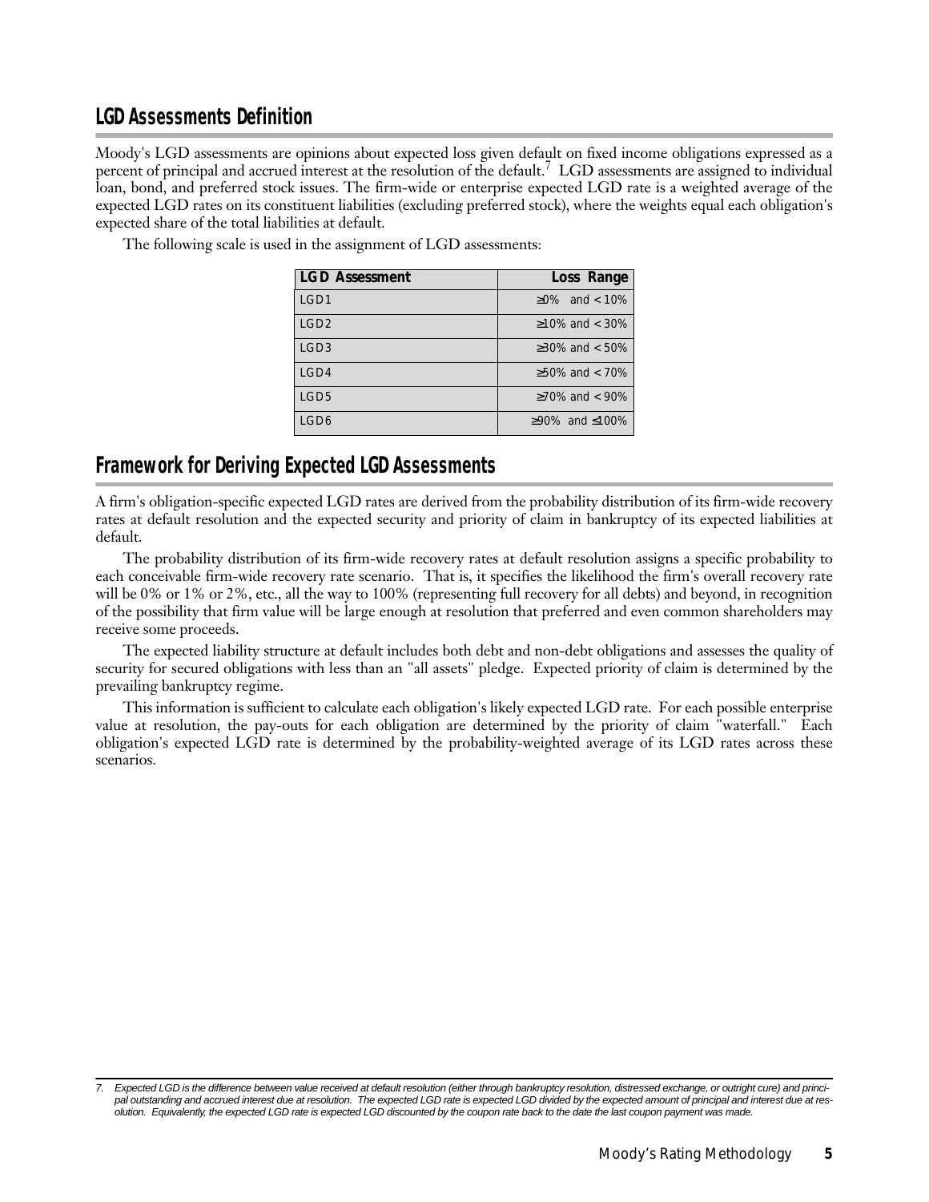## LGD Assessments Definition

Moody's LGD assessments are opinions about expected loss given default on fixed income obligations expressed as a percent of principal and accrued interest at the resolution of the default.[7] LGD assessments are assigned to individual loan, bond, and preferred stock issues. The firm-wide or enterprise expected LGD rate is a weighted average of the expected LGD rates on its constituent liabilities (excluding preferred stock), where the weights equal each obligation's expected share of the total liabilities at default.

The following scale is used in the assignment of LGD assessments:

| LGD Assessment | Loss Range |
|---|---|
| LGD1 | ≥0% and < 10% |
| LGD2 | ≥10% and < 30% |
| LGD3 | ≥30% and < 50% |
| LGD4 | ≥50% and < 70% |
| LGD5 | ≥70% and < 90% |
| LGD6 | ≥90% and ≤100% |

## Framework for Deriving Expected LGD Assessments

A firm's obligation-specific expected LGD rates are derived from the probability distribution of its firm-wide recovery rates at default resolution and the expected security and priority of claim in bankruptcy of its expected liabilities at default.

The probability distribution of its firm-wide recovery rates at default resolution assigns a specific probability to each conceivable firm-wide recovery rate scenario. That is, it specifies the likelihood the firm's overall recovery rate will be 0% or 1% or 2%, etc., all the way to 100% (representing full recovery for all debts) and beyond, in recognition of the possibility that firm value will be large enough at resolution that preferred and even common shareholders may receive some proceeds.

The expected liability structure at default includes both debt and non-debt obligations and assesses the quality of security for secured obligations with less than an "all assets" pledge. Expected priority of claim is determined by the prevailing bankruptcy regime.

This information is sufficient to calculate each obligation's likely expected LGD rate. For each possible enterprise value at resolution, the pay-outs for each obligation are determined by the priority of claim "waterfall." Each obligation's expected LGD rate is determined by the probability-weighted average of its LGD rates across these scenarios.

---

7. *Expected LGD is the difference between value received at default resolution (either through bankruptcy resolution, distressed exchange, or outright cure) and principal outstanding and accrued interest due at resolution. The expected LGD rate is expected LGD divided by the expected amount of principal and interest due at resolution. Equivalently, the expected LGD rate is expected LGD discounted by the coupon rate back to the date the last coupon payment was made.*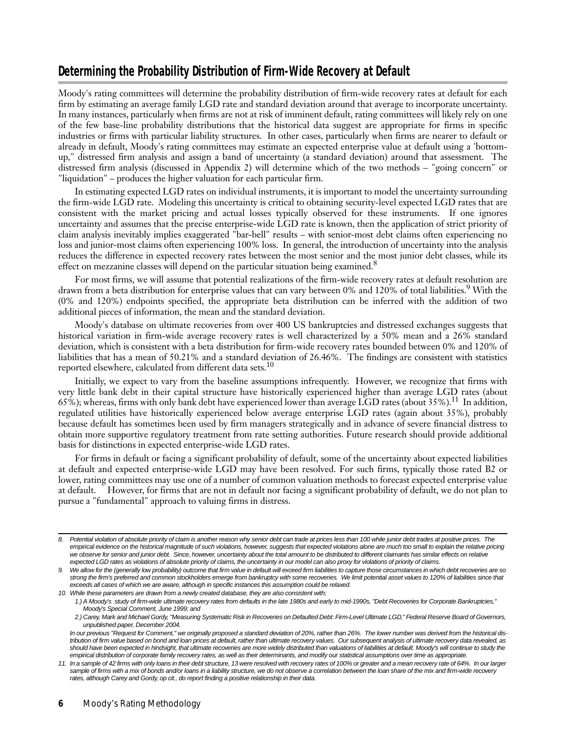## Determining the Probability Distribution of Firm-Wide Recovery at Default

Moody's rating committees will determine the probability distribution of firm-wide recovery rates at default for each firm by estimating an average family LGD rate and standard deviation around that average to incorporate uncertainty. In many instances, particularly when firms are not at risk of imminent default, rating committees will likely rely on one of the few base-line probability distributions that the historical data suggest are appropriate for firms in specific industries or firms with particular liability structures. In other cases, particularly when firms are nearer to default or already in default, Moody's rating committees may estimate an expected enterprise value at default using a 'bottom-up," distressed firm analysis and assign a band of uncertainty (a standard deviation) around that assessment. The distressed firm analysis (discussed in Appendix 2) will determine which of the two methods – "going concern" or "liquidation" – produces the higher valuation for each particular firm.

In estimating expected LGD rates on individual instruments, it is important to model the uncertainty surrounding the firm-wide LGD rate. Modeling this uncertainty is critical to obtaining security-level expected LGD rates that are consistent with the market pricing and actual losses typically observed for these instruments. If one ignores uncertainty and assumes that the precise enterprise-wide LGD rate is known, then the application of strict priority of claim analysis inevitably implies exaggerated "bar-bell" results – with senior-most debt claims often experiencing no loss and junior-most claims often experiencing 100% loss. In general, the introduction of uncertainty into the analysis reduces the difference in expected recovery rates between the most senior and the most junior debt classes, while its effect on mezzanine classes will depend on the particular situation being examined.[8]

For most firms, we will assume that potential realizations of the firm-wide recovery rates at default resolution are drawn from a beta distribution for enterprise values that can vary between 0% and 120% of total liabilities.[9] With the (0% and 120%) endpoints specified, the appropriate beta distribution can be inferred with the addition of two additional pieces of information, the mean and the standard deviation.

Moody's database on ultimate recoveries from over 400 US bankruptcies and distressed exchanges suggests that historical variation in firm-wide average recovery rates is well characterized by a 50% mean and a 26% standard deviation, which is consistent with a beta distribution for firm-wide recovery rates bounded between 0% and 120% of liabilities that has a mean of 50.21% and a standard deviation of 26.46%. The findings are consistent with statistics reported elsewhere, calculated from different data sets.[10]

Initially, we expect to vary from the baseline assumptions infrequently. However, we recognize that firms with very little bank debt in their capital structure have historically experienced higher than average LGD rates (about 65%); whereas, firms with only bank debt have experienced lower than average LGD rates (about 35%).[11] In addition, regulated utilities have historically experienced below average enterprise LGD rates (again about 35%), probably because default has sometimes been used by firm managers strategically and in advance of severe financial distress to obtain more supportive regulatory treatment from rate setting authorities. Future research should provide additional basis for distinctions in expected enterprise-wide LGD rates.

For firms in default or facing a significant probability of default, some of the uncertainty about expected liabilities at default and expected enterprise-wide LGD may have been resolved. For such firms, typically those rated B2 or lower, rating committees may use one of a number of common valuation methods to forecast expected enterprise value at default. However, for firms that are not in default nor facing a significant probability of default, we do not plan to pursue a "fundamental" approach to valuing firms in distress.

---

*8. Potential violation of absolute priority of claim is another reason why senior debt can trade at prices less than 100 while junior debt trades at positive prices. The empirical evidence on the historical magnitude of such violations, however, suggests that expected violations alone are much too small to explain the relative pricing we observe for senior and junior debt. Since, however, uncertainty about the total amount to be distributed to different claimants has similar effects on relative expected LGD rates as violations of absolute priority of claims, the uncertainty in our model can also proxy for violations of priority of claims.*

*9. We allow for the (generally low probability) outcome that firm value in default will exceed firm liabilities to capture those circumstances in which debt recoveries are so strong the firm's preferred and common stockholders emerge from bankruptcy with some recoveries. We limit potential asset values to 120% of liabilities since that exceeds all cases of which we are aware, although in specific instances this assumption could be relaxed.*

*10. While these parameters are drawn from a newly created database, they are also consistent with;*

*1.) A Moody's study of firm-wide ultimate recovery rates from defaults in the late 1980s and early to mid-1990s, "Debt Recoveries for Corporate Bankruptcies," Moody's Special Comment, June 1999; and*

*2.) Carey, Mark and Michael Gordy, "Measuring Systematic Risk in Recoveries on Defaulted Debt: Firm-Level Ultimate LGD," Federal Reserve Board of Governors, unpublished paper, December 2004.*

*In our previous "Request for Comment," we originally proposed a standard deviation of 20%, rather than 26%. The lower number was derived from the historical distribution of firm value based on bond and loan prices at default, rather than ultimate recovery values. Our subsequent analysis of ultimate recovery data revealed, as should have been expected in hindsight, that ultimate recoveries are more widely distributed than valuations of liabilities at default. Moody's will continue to study the empirical distribution of corporate family recovery rates, as well as their determinants, and modify our statistical assumptions over time as appropriate.*

*11. In a sample of 42 firms with only loans in their debt structure, 13 were resolved with recovery rates of 100% or greater and a mean recovery rate of 64%. In our larger sample of firms with a mix of bonds and/or loans in a liability structure, we do not observe a correlation between the loan share of the mix and firm-wide recovery rates, although Carey and Gordy, op cit., do report finding a positive relationship in their data.*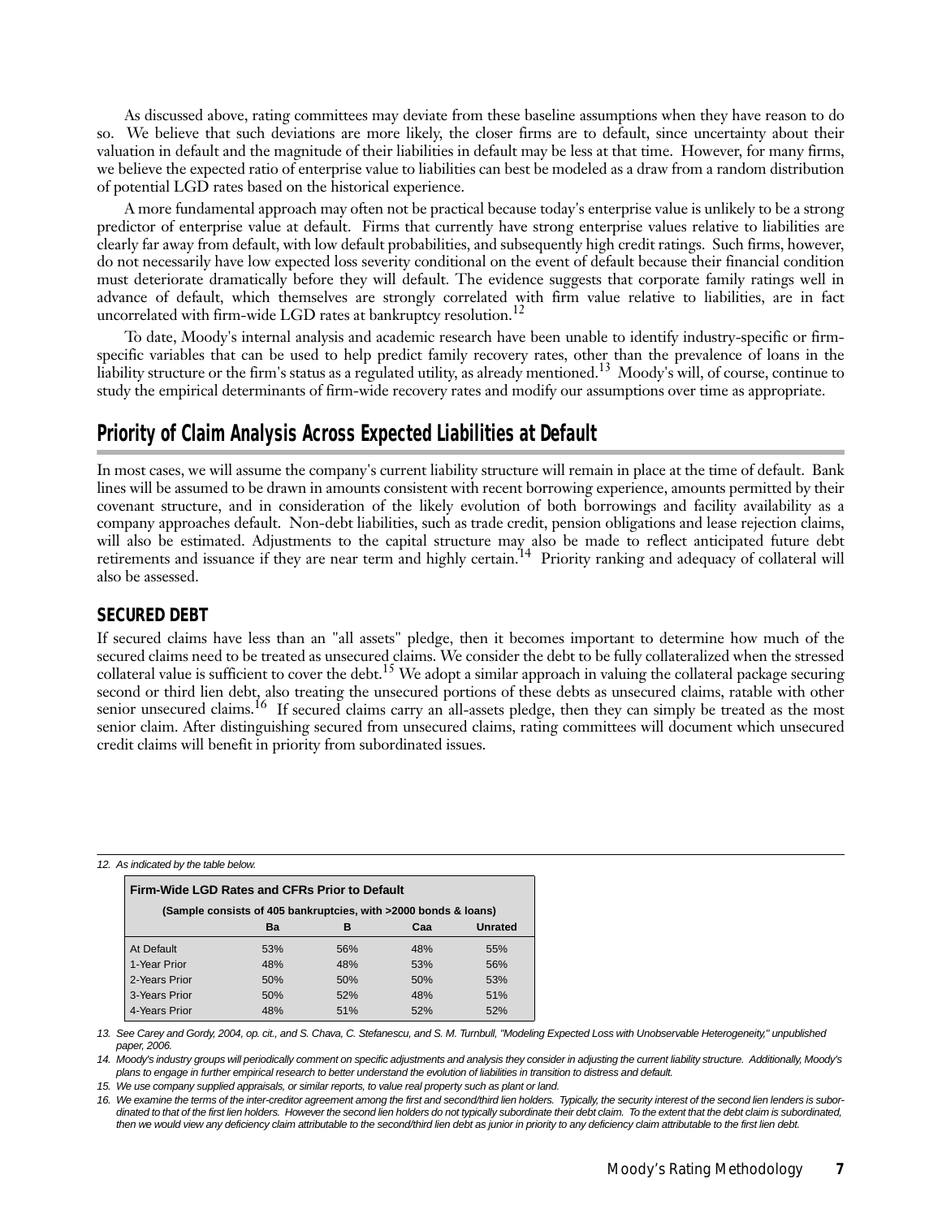As discussed above, rating committees may deviate from these baseline assumptions when they have reason to do so. We believe that such deviations are more likely, the closer firms are to default, since uncertainty about their valuation in default and the magnitude of their liabilities in default may be less at that time. However, for many firms, we believe the expected ratio of enterprise value to liabilities can best be modeled as a draw from a random distribution of potential LGD rates based on the historical experience.

A more fundamental approach may often not be practical because today's enterprise value is unlikely to be a strong predictor of enterprise value at default. Firms that currently have strong enterprise values relative to liabilities are clearly far away from default, with low default probabilities, and subsequently high credit ratings. Such firms, however, do not necessarily have low expected loss severity conditional on the event of default because their financial condition must deteriorate dramatically before they will default. The evidence suggests that corporate family ratings well in advance of default, which themselves are strongly correlated with firm value relative to liabilities, are in fact uncorrelated with firm-wide LGD rates at bankruptcy resolution.[12]

To date, Moody's internal analysis and academic research have been unable to identify industry-specific or firm-specific variables that can be used to help predict family recovery rates, other than the prevalence of loans in the liability structure or the firm's status as a regulated utility, as already mentioned.[13] Moody's will, of course, continue to study the empirical determinants of firm-wide recovery rates and modify our assumptions over time as appropriate.

## Priority of Claim Analysis Across Expected Liabilities at Default

In most cases, we will assume the company's current liability structure will remain in place at the time of default. Bank lines will be assumed to be drawn in amounts consistent with recent borrowing experience, amounts permitted by their covenant structure, and in consideration of the likely evolution of both borrowings and facility availability as a company approaches default. Non-debt liabilities, such as trade credit, pension obligations and lease rejection claims, will also be estimated. Adjustments to the capital structure may also be made to reflect anticipated future debt retirements and issuance if they are near term and highly certain.[14] Priority ranking and adequacy of collateral will also be assessed.

### SECURED DEBT

If secured claims have less than an "all assets" pledge, then it becomes important to determine how much of the secured claims need to be treated as unsecured claims. We consider the debt to be fully collateralized when the stressed collateral value is sufficient to cover the debt.[15] We adopt a similar approach in valuing the collateral package securing second or third lien debt, also treating the unsecured portions of these debts as unsecured claims, ratable with other senior unsecured claims.[16] If secured claims carry an all-assets pledge, then they can simply be treated as the most senior claim. After distinguishing secured from unsecured claims, rating committees will document which unsecured credit claims will benefit in priority from subordinated issues.

---

*12. As indicated by the table below.*

**Firm-Wide LGD Rates and CFRs Prior to Default**

**(Sample consists of 405 bankruptcies, with >2000 bonds & loans)**

| | Ba | B | Caa | Unrated |
|---|---|---|---|---|
| At Default | 53% | 56% | 48% | 55% |
| 1-Year Prior | 48% | 48% | 53% | 56% |
| 2-Years Prior | 50% | 50% | 50% | 53% |
| 3-Years Prior | 50% | 52% | 48% | 51% |
| 4-Years Prior | 48% | 51% | 52% | 52% |

*13. See Carey and Gordy, 2004, op. cit., and S. Chava, C. Stefanescu, and S. M. Turnbull, "Modeling Expected Loss with Unobservable Heterogeneity," unpublished paper, 2006.*

*14. Moody's industry groups will periodically comment on specific adjustments and analysis they consider in adjusting the current liability structure. Additionally, Moody's plans to engage in further empirical research to better understand the evolution of liabilities in transition to distress and default.*

*15. We use company supplied appraisals, or similar reports, to value real property such as plant or land.*

*16. We examine the terms of the inter-creditor agreement among the first and second/third lien holders. Typically, the security interest of the second lien lenders is subordinated to that of the first lien holders. However the second lien holders do not typically subordinate their debt claim. To the extent that the debt claim is subordinated, then we would view any deficiency claim attributable to the second/third lien debt as junior in priority to any deficiency claim attributable to the first lien debt.*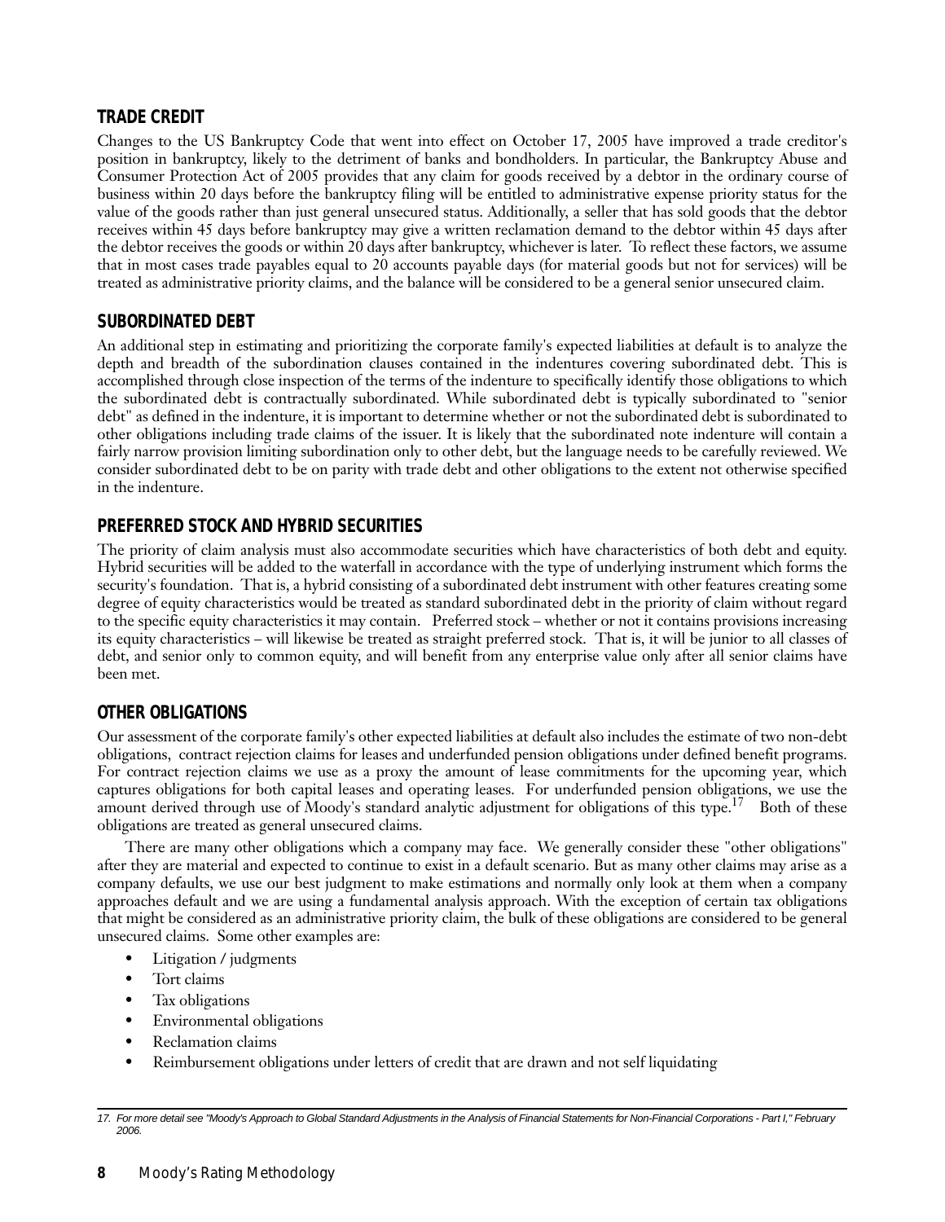## TRADE CREDIT

Changes to the US Bankruptcy Code that went into effect on October 17, 2005 have improved a trade creditor's position in bankruptcy, likely to the detriment of banks and bondholders. In particular, the Bankruptcy Abuse and Consumer Protection Act of 2005 provides that any claim for goods received by a debtor in the ordinary course of business within 20 days before the bankruptcy filing will be entitled to administrative expense priority status for the value of the goods rather than just general unsecured status. Additionally, a seller that has sold goods that the debtor receives within 45 days before bankruptcy may give a written reclamation demand to the debtor within 45 days after the debtor receives the goods or within 20 days after bankruptcy, whichever is later. To reflect these factors, we assume that in most cases trade payables equal to 20 accounts payable days (for material goods but not for services) will be treated as administrative priority claims, and the balance will be considered to be a general senior unsecured claim.

## SUBORDINATED DEBT

An additional step in estimating and prioritizing the corporate family's expected liabilities at default is to analyze the depth and breadth of the subordination clauses contained in the indentures covering subordinated debt. This is accomplished through close inspection of the terms of the indenture to specifically identify those obligations to which the subordinated debt is contractually subordinated. While subordinated debt is typically subordinated to "senior debt" as defined in the indenture, it is important to determine whether or not the subordinated debt is subordinated to other obligations including trade claims of the issuer. It is likely that the subordinated note indenture will contain a fairly narrow provision limiting subordination only to other debt, but the language needs to be carefully reviewed. We consider subordinated debt to be on parity with trade debt and other obligations to the extent not otherwise specified in the indenture.

## PREFERRED STOCK AND HYBRID SECURITIES

The priority of claim analysis must also accommodate securities which have characteristics of both debt and equity. Hybrid securities will be added to the waterfall in accordance with the type of underlying instrument which forms the security's foundation. That is, a hybrid consisting of a subordinated debt instrument with other features creating some degree of equity characteristics would be treated as standard subordinated debt in the priority of claim without regard to the specific equity characteristics it may contain. Preferred stock – whether or not it contains provisions increasing its equity characteristics – will likewise be treated as straight preferred stock. That is, it will be junior to all classes of debt, and senior only to common equity, and will benefit from any enterprise value only after all senior claims have been met.

## OTHER OBLIGATIONS

Our assessment of the corporate family's other expected liabilities at default also includes the estimate of two non-debt obligations, contract rejection claims for leases and underfunded pension obligations under defined benefit programs. For contract rejection claims we use as a proxy the amount of lease commitments for the upcoming year, which captures obligations for both capital leases and operating leases. For underfunded pension obligations, we use the amount derived through use of Moody's standard analytic adjustment for obligations of this type.[17] Both of these obligations are treated as general unsecured claims.

There are many other obligations which a company may face. We generally consider these "other obligations" after they are material and expected to continue to exist in a default scenario. But as many other claims may arise as a company defaults, we use our best judgment to make estimations and normally only look at them when a company approaches default and we are using a fundamental analysis approach. With the exception of certain tax obligations that might be considered as an administrative priority claim, the bulk of these obligations are considered to be general unsecured claims. Some other examples are:

- Litigation / judgments
- Tort claims
- Tax obligations
- Environmental obligations
- Reclamation claims
- Reimbursement obligations under letters of credit that are drawn and not self liquidating

17. For more detail see "Moody's Approach to Global Standard Adjustments in the Analysis of Financial Statements for Non-Financial Corporations - Part I," February 2006.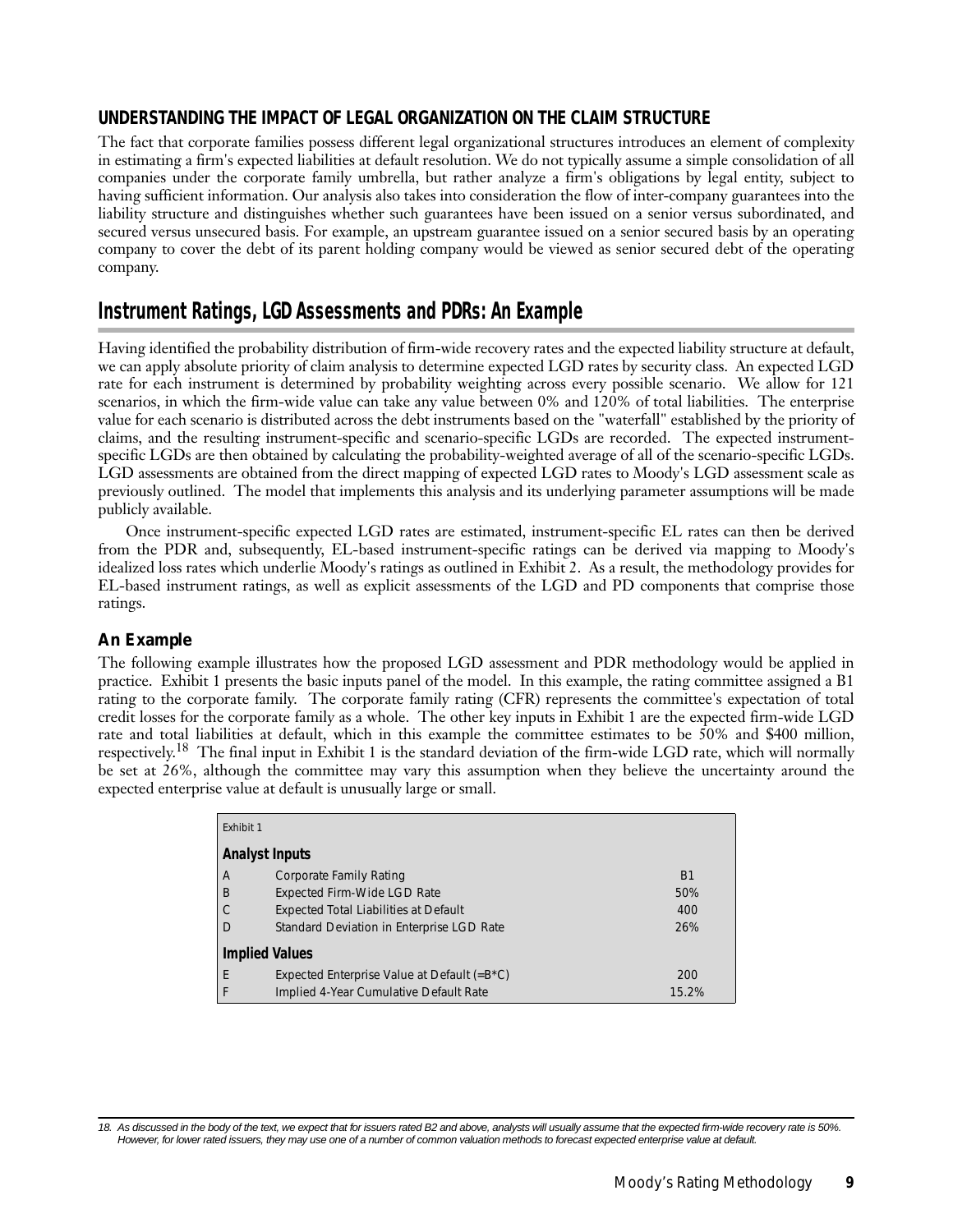### UNDERSTANDING THE IMPACT OF LEGAL ORGANIZATION ON THE CLAIM STRUCTURE

The fact that corporate families possess different legal organizational structures introduces an element of complexity in estimating a firm's expected liabilities at default resolution. We do not typically assume a simple consolidation of all companies under the corporate family umbrella, but rather analyze a firm's obligations by legal entity, subject to having sufficient information. Our analysis also takes into consideration the flow of inter-company guarantees into the liability structure and distinguishes whether such guarantees have been issued on a senior versus subordinated, and secured versus unsecured basis. For example, an upstream guarantee issued on a senior secured basis by an operating company to cover the debt of its parent holding company would be viewed as senior secured debt of the operating company.

## Instrument Ratings, LGD Assessments and PDRs: An Example

Having identified the probability distribution of firm-wide recovery rates and the expected liability structure at default, we can apply absolute priority of claim analysis to determine expected LGD rates by security class. An expected LGD rate for each instrument is determined by probability weighting across every possible scenario. We allow for 121 scenarios, in which the firm-wide value can take any value between 0% and 120% of total liabilities. The enterprise value for each scenario is distributed across the debt instruments based on the "waterfall" established by the priority of claims, and the resulting instrument-specific and scenario-specific LGDs are recorded. The expected instrument-specific LGDs are then obtained by calculating the probability-weighted average of all of the scenario-specific LGDs. LGD assessments are obtained from the direct mapping of expected LGD rates to Moody's LGD assessment scale as previously outlined. The model that implements this analysis and its underlying parameter assumptions will be made publicly available.

Once instrument-specific expected LGD rates are estimated, instrument-specific EL rates can then be derived from the PDR and, subsequently, EL-based instrument-specific ratings can be derived via mapping to Moody's idealized loss rates which underlie Moody's ratings as outlined in Exhibit 2. As a result, the methodology provides for EL-based instrument ratings, as well as explicit assessments of the LGD and PD components that comprise those ratings.

### An Example

The following example illustrates how the proposed LGD assessment and PDR methodology would be applied in practice. Exhibit 1 presents the basic inputs panel of the model. In this example, the rating committee assigned a B1 rating to the corporate family. The corporate family rating (CFR) represents the committee's expectation of total credit losses for the corporate family as a whole. The other key inputs in Exhibit 1 are the expected firm-wide LGD rate and total liabilities at default, which in this example the committee estimates to be 50% and $400 million, respectively.[18] The final input in Exhibit 1 is the standard deviation of the firm-wide LGD rate, which will normally be set at 26%, although the committee may vary this assumption when they believe the uncertainty around the expected enterprise value at default is unusually large or small.

Exhibit 1

| | **Analyst Inputs** | |
|---|---|---|
| A | Corporate Family Rating | B1 |
| B | Expected Firm-Wide LGD Rate | 50% |
| C | Expected Total Liabilities at Default | 400 |
| D | Standard Deviation in Enterprise LGD Rate | 26% |
| | **Implied Values** | |
| E | Expected Enterprise Value at Default (=B*C) | 200 |
| F | Implied 4-Year Cumulative Default Rate | 15.2% |

18. As discussed in the body of the text, we expect that for issuers rated B2 and above, analysts will usually assume that the expected firm-wide recovery rate is 50%. However, for lower rated issuers, they may use one of a number of common valuation methods to forecast expected enterprise value at default.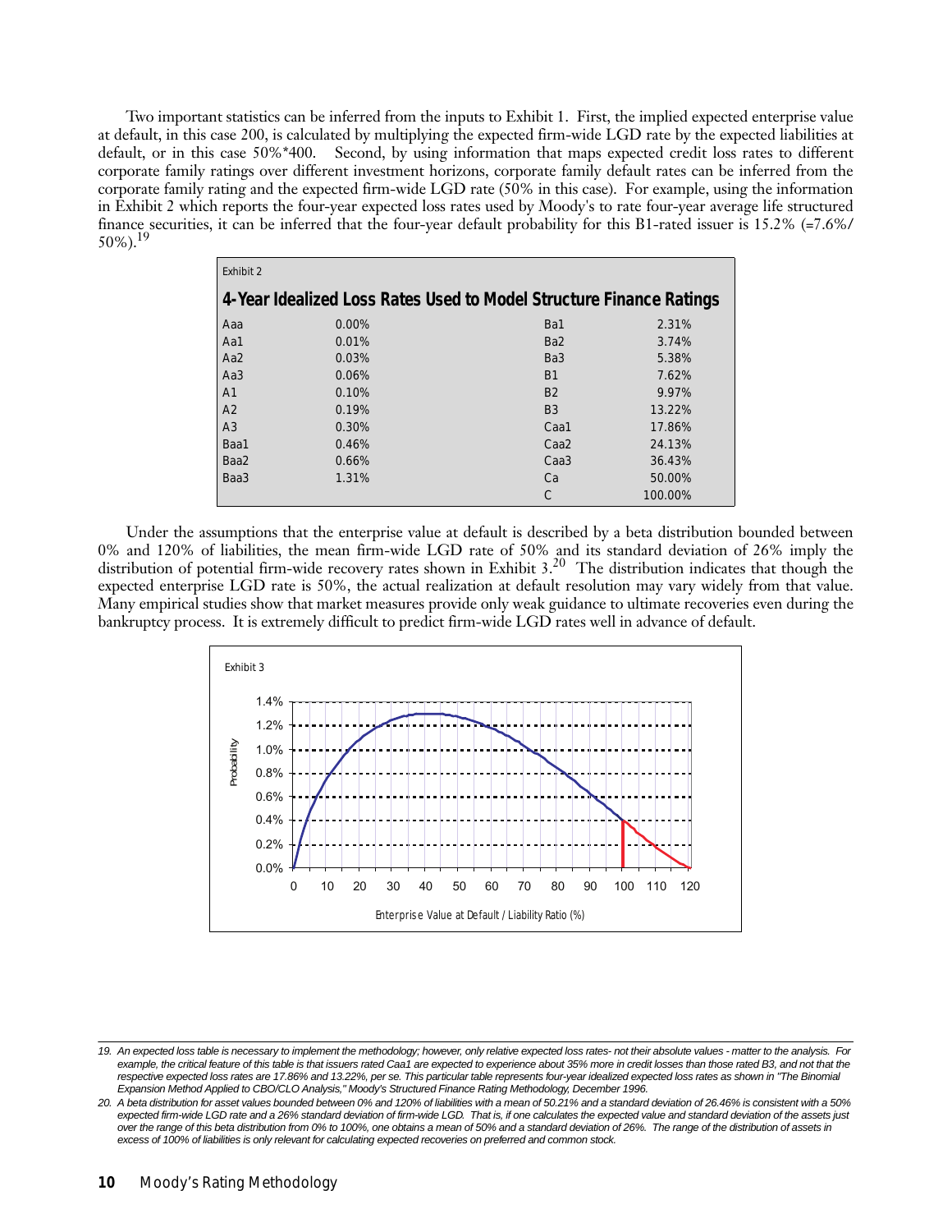Two important statistics can be inferred from the inputs to Exhibit 1. First, the implied expected enterprise value at default, in this case 200, is calculated by multiplying the expected firm-wide LGD rate by the expected liabilities at default, or in this case 50%*400. Second, by using information that maps expected credit loss rates to different corporate family ratings over different investment horizons, corporate family default rates can be inferred from the corporate family rating and the expected firm-wide LGD rate (50% in this case). For example, using the information in Exhibit 2 which reports the four-year expected loss rates used by Moody's to rate four-year average life structured finance securities, it can be inferred that the four-year default probability for this B1-rated issuer is 15.2% (=7.6%/ 50%).[19]

Exhibit 2

**4-Year Idealized Loss Rates Used to Model Structure Finance Ratings**

| | | | |
|---|---|---|---|
| Aaa | 0.00% | Ba1 | 2.31% |
| Aa1 | 0.01% | Ba2 | 3.74% |
| Aa2 | 0.03% | Ba3 | 5.38% |
| Aa3 | 0.06% | B1 | 7.62% |
| A1 | 0.10% | B2 | 9.97% |
| A2 | 0.19% | B3 | 13.22% |
| A3 | 0.30% | Caa1 | 17.86% |
| Baa1 | 0.46% | Caa2 | 24.13% |
| Baa2 | 0.66% | Caa3 | 36.43% |
| Baa3 | 1.31% | Ca | 50.00% |
| | | C | 100.00% |

Under the assumptions that the enterprise value at default is described by a beta distribution bounded between 0% and 120% of liabilities, the mean firm-wide LGD rate of 50% and its standard deviation of 26% imply the distribution of potential firm-wide recovery rates shown in Exhibit 3.[20] The distribution indicates that though the expected enterprise LGD rate is 50%, the actual realization at default resolution may vary widely from that value. Many empirical studies show that market measures provide only weak guidance to ultimate recoveries even during the bankruptcy process. It is extremely difficult to predict firm-wide LGD rates well in advance of default.

Exhibit 3

---

19. *An expected loss table is necessary to implement the methodology; however, only relative expected loss rates- not their absolute values - matter to the analysis. For example, the critical feature of this table is that issuers rated Caa1 are expected to experience about 35% more in credit losses than those rated B3, and not that the respective expected loss rates are 17.86% and 13.22%, per se. This particular table represents four-year idealized expected loss rates as shown in "The Binomial Expansion Method Applied to CBO/CLO Analysis," Moody's Structured Finance Rating Methodology, December 1996.*

20. *A beta distribution for asset values bounded between 0% and 120% of liabilities with a mean of 50.21% and a standard deviation of 26.46% is consistent with a 50% expected firm-wide LGD rate and a 26% standard deviation of firm-wide LGD. That is, if one calculates the expected value and standard deviation of the assets just over the range of this beta distribution from 0% to 100%, one obtains a mean of 50% and a standard deviation of 26%. The range of the distribution of assets in excess of 100% of liabilities is only relevant for calculating expected recoveries on preferred and common stock.*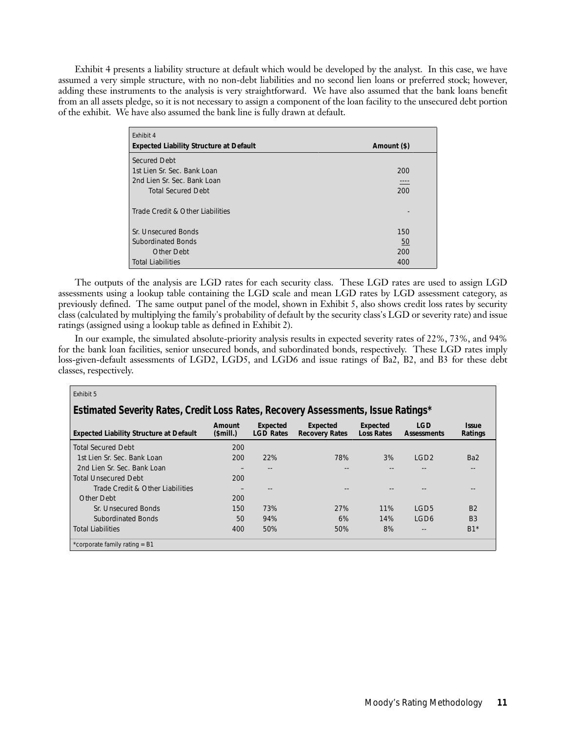Exhibit 4 presents a liability structure at default which would be developed by the analyst. In this case, we have assumed a very simple structure, with no non-debt liabilities and no second lien loans or preferred stock; however, adding these instruments to the analysis is very straightforward. We have also assumed that the bank loans benefit from an all assets pledge, so it is not necessary to assign a component of the loan facility to the unsecured debt portion of the exhibit. We have also assumed the bank line is fully drawn at default.

Exhibit 4

| Expected Liability Structure at Default | Amount ($) |
|---|---|
| Secured Debt | |
| 1st Lien Sr. Sec. Bank Loan | 200 |
| 2nd Lien Sr. Sec. Bank Loan | ---- |
| Total Secured Debt | 200 |
| | |
| Trade Credit & Other Liabilities | - |
| | |
| Sr. Unsecured Bonds | 150 |
| Subordinated Bonds | 50 |
| Other Debt | 200 |
| Total Liabilities | 400 |

The outputs of the analysis are LGD rates for each security class. These LGD rates are used to assign LGD assessments using a lookup table containing the LGD scale and mean LGD rates by LGD assessment category, as previously defined. The same output panel of the model, shown in Exhibit 5, also shows credit loss rates by security class (calculated by multiplying the family's probability of default by the security class's LGD or severity rate) and issue ratings (assigned using a lookup table as defined in Exhibit 2).

In our example, the simulated absolute-priority analysis results in expected severity rates of 22%, 73%, and 94% for the bank loan facilities, senior unsecured bonds, and subordinated bonds, respectively. These LGD rates imply loss-given-default assessments of LGD2, LGD5, and LGD6 and issue ratings of Ba2, B2, and B3 for these debt classes, respectively.

Exhibit 5

**Estimated Severity Rates, Credit Loss Rates, Recovery Assessments, Issue Ratings***

| Expected Liability Structure at Default | Amount ($mill.) | Expected LGD Rates | Expected Recovery Rates | Expected Loss Rates | LGD Assessments | Issue Ratings |
|---|---|---|---|---|---|---|
| Total Secured Debt | 200 | | | | | |
| 1st Lien Sr. Sec. Bank Loan | 200 | 22% | 78% | 3% | LGD2 | Ba2 |
| 2nd Lien Sr. Sec. Bank Loan | – | -- | -- | -- | -- | -- |
| Total Unsecured Debt | 200 | | | | | |
| Trade Credit & Other Liabilities | – | -- | -- | -- | -- | -- |
| Other Debt | 200 | | | | | |
| Sr. Unsecured Bonds | 150 | 73% | 27% | 11% | LGD5 | B2 |
| Subordinated Bonds | 50 | 94% | 6% | 14% | LGD6 | B3 |
| Total Liabilities | 400 | 50% | 50% | 8% | -- | B1* |

*corporate family rating = B1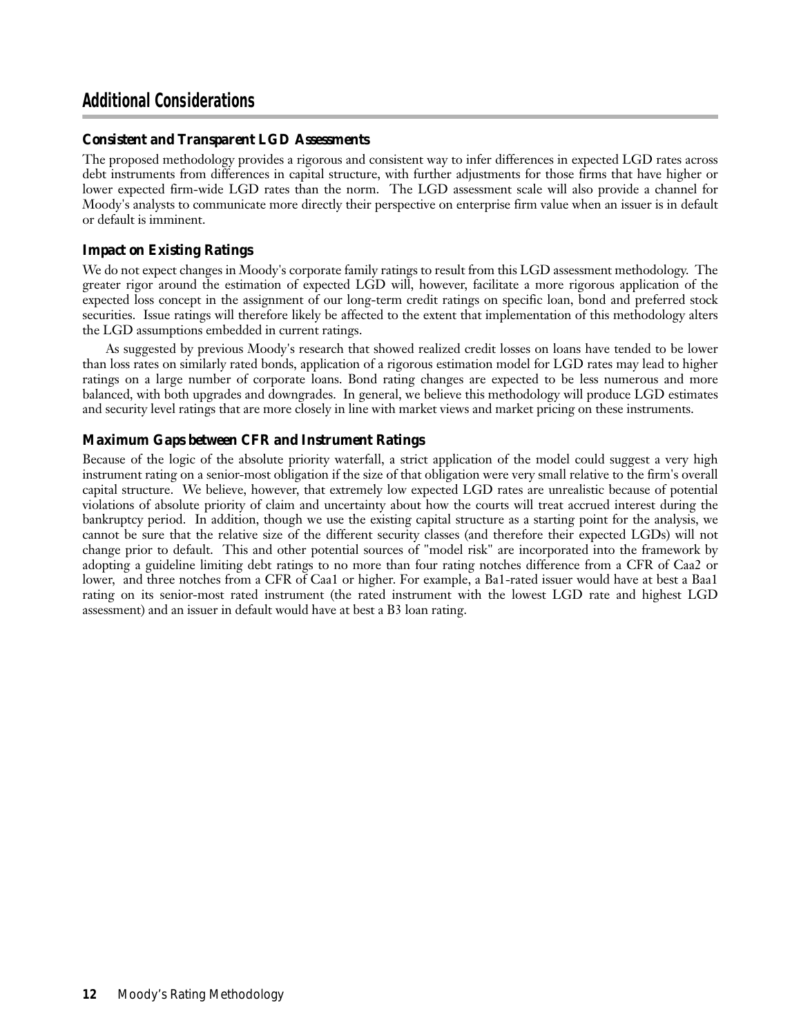## Additional Considerations

### Consistent and Transparent LGD Assessments

The proposed methodology provides a rigorous and consistent way to infer differences in expected LGD rates across debt instruments from differences in capital structure, with further adjustments for those firms that have higher or lower expected firm-wide LGD rates than the norm. The LGD assessment scale will also provide a channel for Moody's analysts to communicate more directly their perspective on enterprise firm value when an issuer is in default or default is imminent.

### Impact on Existing Ratings

We do not expect changes in Moody's corporate family ratings to result from this LGD assessment methodology. The greater rigor around the estimation of expected LGD will, however, facilitate a more rigorous application of the expected loss concept in the assignment of our long-term credit ratings on specific loan, bond and preferred stock securities. Issue ratings will therefore likely be affected to the extent that implementation of this methodology alters the LGD assumptions embedded in current ratings.

As suggested by previous Moody's research that showed realized credit losses on loans have tended to be lower than loss rates on similarly rated bonds, application of a rigorous estimation model for LGD rates may lead to higher ratings on a large number of corporate loans. Bond rating changes are expected to be less numerous and more balanced, with both upgrades and downgrades. In general, we believe this methodology will produce LGD estimates and security level ratings that are more closely in line with market views and market pricing on these instruments.

### Maximum Gaps between CFR and Instrument Ratings

Because of the logic of the absolute priority waterfall, a strict application of the model could suggest a very high instrument rating on a senior-most obligation if the size of that obligation were very small relative to the firm's overall capital structure. We believe, however, that extremely low expected LGD rates are unrealistic because of potential violations of absolute priority of claim and uncertainty about how the courts will treat accrued interest during the bankruptcy period. In addition, though we use the existing capital structure as a starting point for the analysis, we cannot be sure that the relative size of the different security classes (and therefore their expected LGDs) will not change prior to default. This and other potential sources of "model risk" are incorporated into the framework by adopting a guideline limiting debt ratings to no more than four rating notches difference from a CFR of Caa2 or lower, and three notches from a CFR of Caa1 or higher. For example, a Ba1-rated issuer would have at best a Baa1 rating on its senior-most rated instrument (the rated instrument with the lowest LGD rate and highest LGD assessment) and an issuer in default would have at best a B3 loan rating.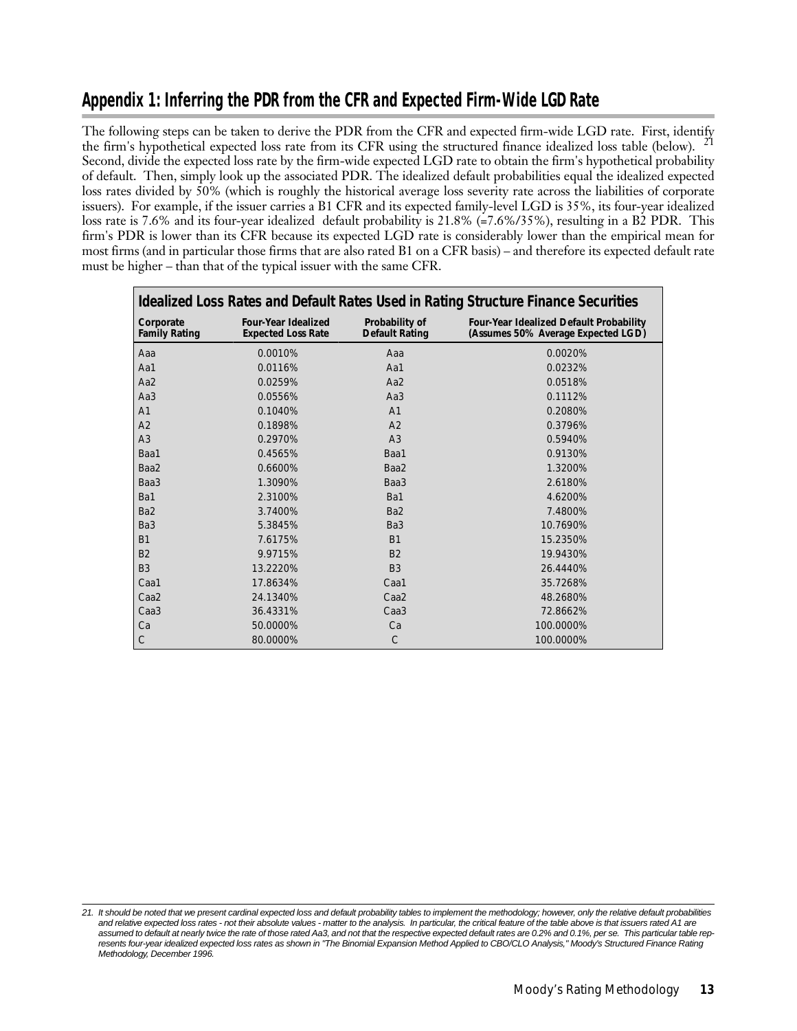## Appendix 1: Inferring the PDR from the CFR and Expected Firm-Wide LGD Rate

The following steps can be taken to derive the PDR from the CFR and expected firm-wide LGD rate. First, identify the firm's hypothetical expected loss rate from its CFR using the structured finance idealized loss table (below).[21] Second, divide the expected loss rate by the firm-wide expected LGD rate to obtain the firm's hypothetical probability of default. Then, simply look up the associated PDR. The idealized default probabilities equal the idealized expected loss rates divided by 50% (which is roughly the historical average loss severity rate across the liabilities of corporate issuers). For example, if the issuer carries a B1 CFR and its expected family-level LGD is 35%, its four-year idealized loss rate is 7.6% and its four-year idealized default probability is 21.8% (=7.6%/35%), resulting in a B2 PDR. This firm's PDR is lower than its CFR because its expected LGD rate is considerably lower than the empirical mean for most firms (and in particular those firms that are also rated B1 on a CFR basis) – and therefore its expected default rate must be higher – than that of the typical issuer with the same CFR.

**Idealized Loss Rates and Default Rates Used in Rating Structure Finance Securities**

| Corporate Family Rating | Four-Year Idealized Expected Loss Rate | Probability of Default Rating | Four-Year Idealized Default Probability (Assumes 50% Average Expected LGD) |
|---|---|---|---|
| Aaa | 0.0010% | Aaa | 0.0020% |
| Aa1 | 0.0116% | Aa1 | 0.0232% |
| Aa2 | 0.0259% | Aa2 | 0.0518% |
| Aa3 | 0.0556% | Aa3 | 0.1112% |
| A1 | 0.1040% | A1 | 0.2080% |
| A2 | 0.1898% | A2 | 0.3796% |
| A3 | 0.2970% | A3 | 0.5940% |
| Baa1 | 0.4565% | Baa1 | 0.9130% |
| Baa2 | 0.6600% | Baa2 | 1.3200% |
| Baa3 | 1.3090% | Baa3 | 2.6180% |
| Ba1 | 2.3100% | Ba1 | 4.6200% |
| Ba2 | 3.7400% | Ba2 | 7.4800% |
| Ba3 | 5.3845% | Ba3 | 10.7690% |
| B1 | 7.6175% | B1 | 15.2350% |
| B2 | 9.9715% | B2 | 19.9430% |
| B3 | 13.2220% | B3 | 26.4440% |
| Caa1 | 17.8634% | Caa1 | 35.7268% |
| Caa2 | 24.1340% | Caa2 | 48.2680% |
| Caa3 | 36.4331% | Caa3 | 72.8662% |
| Ca | 50.0000% | Ca | 100.0000% |
| C | 80.0000% | C | 100.0000% |

*21. It should be noted that we present cardinal expected loss and default probability tables to implement the methodology; however, only the relative default probabilities and relative expected loss rates - not their absolute values - matter to the analysis. In particular, the critical feature of the table above is that issuers rated A1 are assumed to default at nearly twice the rate of those rated Aa3, and not that the respective expected default rates are 0.2% and 0.1%, per se. This particular table represents four-year idealized expected loss rates as shown in "The Binomial Expansion Method Applied to CBO/CLO Analysis," Moody's Structured Finance Rating Methodology, December 1996.*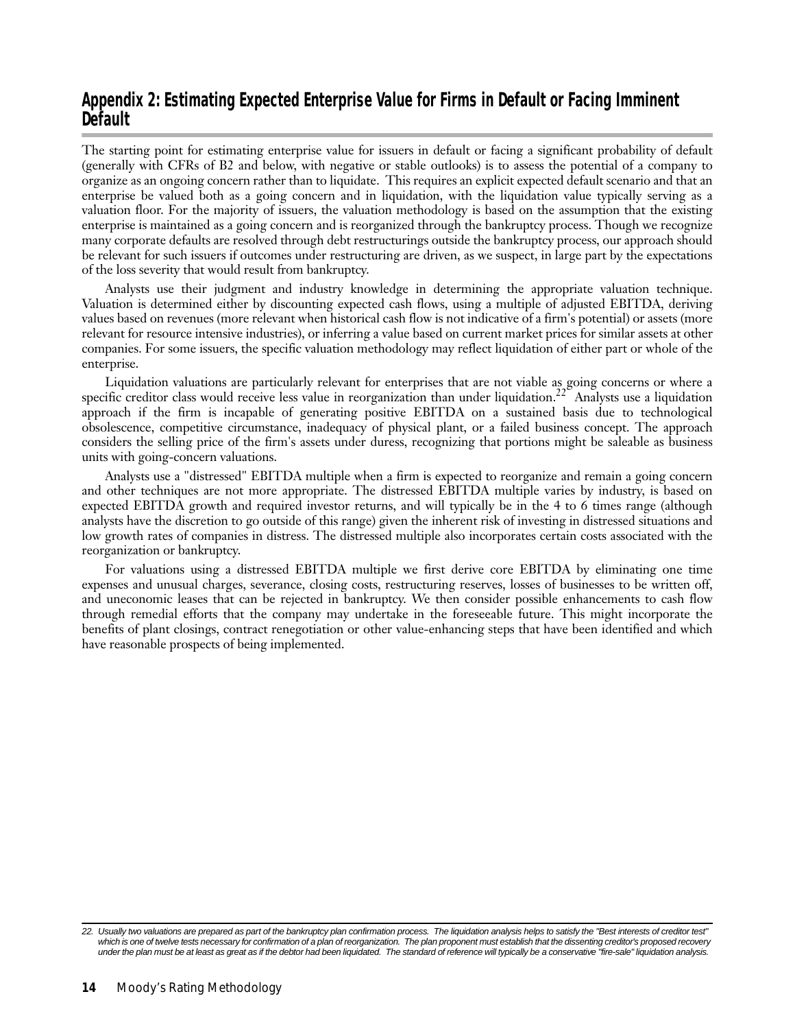## Appendix 2: Estimating Expected Enterprise Value for Firms in Default or Facing Imminent Default

The starting point for estimating enterprise value for issuers in default or facing a significant probability of default (generally with CFRs of B2 and below, with negative or stable outlooks) is to assess the potential of a company to organize as an ongoing concern rather than to liquidate. This requires an explicit expected default scenario and that an enterprise be valued both as a going concern and in liquidation, with the liquidation value typically serving as a valuation floor. For the majority of issuers, the valuation methodology is based on the assumption that the existing enterprise is maintained as a going concern and is reorganized through the bankruptcy process. Though we recognize many corporate defaults are resolved through debt restructurings outside the bankruptcy process, our approach should be relevant for such issuers if outcomes under restructuring are driven, as we suspect, in large part by the expectations of the loss severity that would result from bankruptcy.

Analysts use their judgment and industry knowledge in determining the appropriate valuation technique. Valuation is determined either by discounting expected cash flows, using a multiple of adjusted EBITDA, deriving values based on revenues (more relevant when historical cash flow is not indicative of a firm's potential) or assets (more relevant for resource intensive industries), or inferring a value based on current market prices for similar assets at other companies. For some issuers, the specific valuation methodology may reflect liquidation of either part or whole of the enterprise.

Liquidation valuations are particularly relevant for enterprises that are not viable as going concerns or where a specific creditor class would receive less value in reorganization than under liquidation.[22] Analysts use a liquidation approach if the firm is incapable of generating positive EBITDA on a sustained basis due to technological obsolescence, competitive circumstance, inadequacy of physical plant, or a failed business concept. The approach considers the selling price of the firm's assets under duress, recognizing that portions might be saleable as business units with going-concern valuations.

Analysts use a "distressed" EBITDA multiple when a firm is expected to reorganize and remain a going concern and other techniques are not more appropriate. The distressed EBITDA multiple varies by industry, is based on expected EBITDA growth and required investor returns, and will typically be in the 4 to 6 times range (although analysts have the discretion to go outside of this range) given the inherent risk of investing in distressed situations and low growth rates of companies in distress. The distressed multiple also incorporates certain costs associated with the reorganization or bankruptcy.

For valuations using a distressed EBITDA multiple we first derive core EBITDA by eliminating one time expenses and unusual charges, severance, closing costs, restructuring reserves, losses of businesses to be written off, and uneconomic leases that can be rejected in bankruptcy. We then consider possible enhancements to cash flow through remedial efforts that the company may undertake in the foreseeable future. This might incorporate the benefits of plant closings, contract renegotiation or other value-enhancing steps that have been identified and which have reasonable prospects of being implemented.

---

22. *Usually two valuations are prepared as part of the bankruptcy plan confirmation process. The liquidation analysis helps to satisfy the "Best interests of creditor test" which is one of twelve tests necessary for confirmation of a plan of reorganization. The plan proponent must establish that the dissenting creditor's proposed recovery under the plan must be at least as great as if the debtor had been liquidated. The standard of reference will typically be a conservative "fire-sale" liquidation analysis.*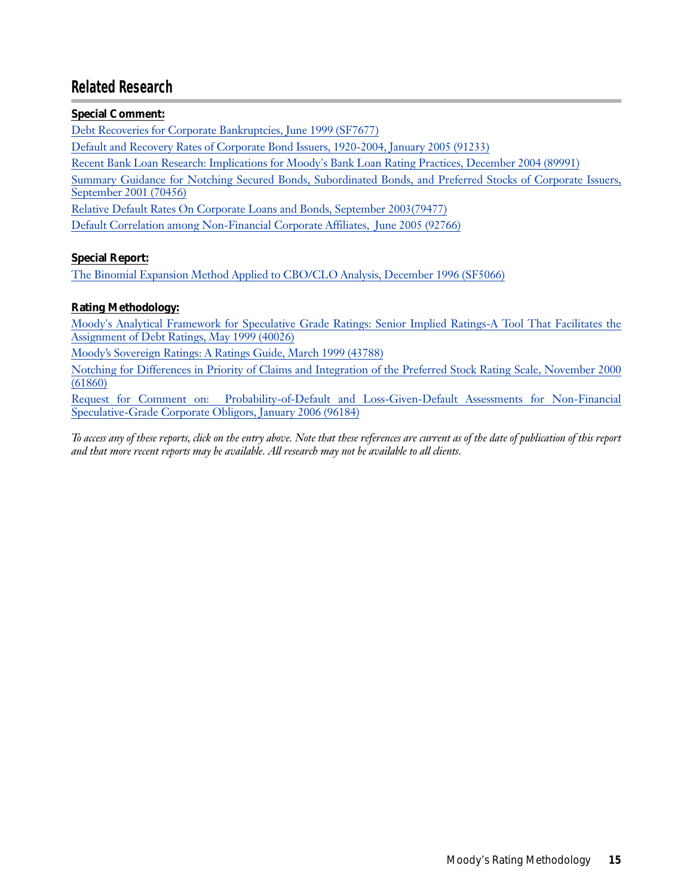## Related Research

**Special Comment:**

Debt Recoveries for Corporate Bankruptcies, June 1999 (SF7677)

Default and Recovery Rates of Corporate Bond Issuers, 1920-2004, January 2005 (91233)

Recent Bank Loan Research: Implications for Moody's Bank Loan Rating Practices, December 2004 (89991)

Summary Guidance for Notching Secured Bonds, Subordinated Bonds, and Preferred Stocks of Corporate Issuers, September 2001 (70456)

Relative Default Rates On Corporate Loans and Bonds, September 2003(79477)

Default Correlation among Non-Financial Corporate Affiliates, June 2005 (92766)

**Special Report:**

The Binomial Expansion Method Applied to CBO/CLO Analysis, December 1996 (SF5066)

**Rating Methodology:**

Moody's Analytical Framework for Speculative Grade Ratings: Senior Implied Ratings-A Tool That Facilitates the Assignment of Debt Ratings, May 1999 (40026)

Moody's Sovereign Ratings: A Ratings Guide, March 1999 (43788)

Notching for Differences in Priority of Claims and Integration of the Preferred Stock Rating Scale, November 2000 (61860)

Request for Comment on: Probability-of-Default and Loss-Given-Default Assessments for Non-Financial Speculative-Grade Corporate Obligors, January 2006 (96184)

*To access any of these reports, click on the entry above. Note that these references are current as of the date of publication of this report and that more recent reports may be available. All research may not be available to all clients.*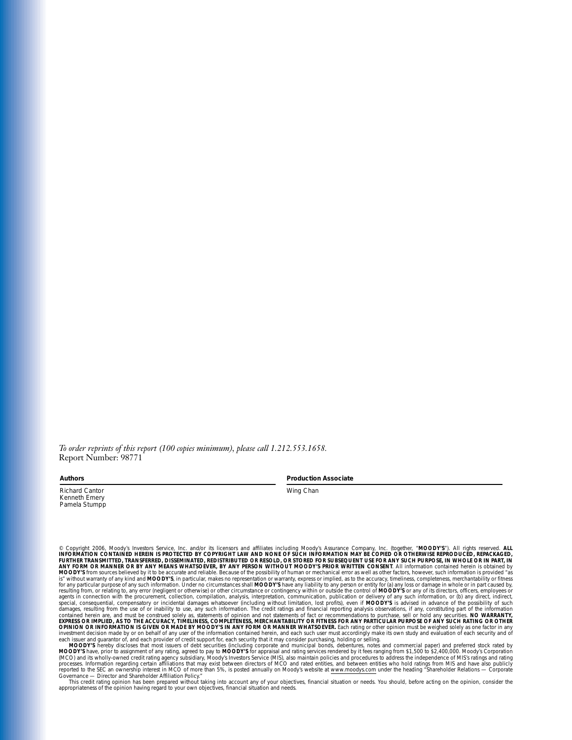*To order reprints of this report (100 copies minimum), please call 1.212.553.1658.*
Report Number: 98771

**Authors**

Richard Cantor
Kenneth Emery
Pamela Stumpp

**Production Associate**

Wing Chan

© Copyright 2006, Moody's Investors Service, Inc. and/or its licensors and affiliates including Moody's Assurance Company, Inc. (together, "**MOODY'S**"). All rights reserved. **ALL INFORMATION CONTAINED HEREIN IS PROTECTED BY COPYRIGHT LAW AND NONE OF SUCH INFORMATION MAY BE COPIED OR OTHERWISE REPRODUCED, REPACKAGED, FURTHER TRANSMITTED, TRANSFERRED, DISSEMINATED, REDISTRIBUTED OR RESOLD, OR STORED FOR SUBSEQUENT USE FOR ANY SUCH PURPOSE, IN WHOLE OR IN PART, IN ANY FORM OR MANNER OR BY ANY MEANS WHATSOEVER, BY ANY PERSON WITHOUT MOODY'S PRIOR WRITTEN CONSENT**. All information contained herein is obtained by **MOODY'S** from sources believed by it to be accurate and reliable. Because of the possibility of human or mechanical error as well as other factors, however, such information is provided "as is" without warranty of any kind and **MOODY'S**, in particular, makes no representation or warranty, express or implied, as to the accuracy, timeliness, completeness, merchantability or fitness for any particular purpose of any such information. Under no circumstances shall **MOODY'S** have any liability to any person or entity for (a) any loss or damage in whole or in part caused by, resulting from, or relating to, any error (negligent or otherwise) or other circumstance or contingency within or outside the control of **MOODY'S** or any of its directors, officers, employees or agents in connection with the procurement, collection, compilation, analysis, interpretation, communication, publication or delivery of any such information, or (b) any direct, indirect, special, consequential, compensatory or incidental damages whatsoever (including without limitation, lost profits), even if **MOODY'S** is advised in advance of the possibility of such damages, resulting from the use of or inability to use, any such information. The credit ratings and financial reporting analysis observations, if any, constituting part of the information contained herein are, and must be construed solely as, statements of opinion and not statements of fact or recommendations to purchase, sell or hold any securities. **NO WARRANTY, EXPRESS OR IMPLIED, AS TO THE ACCURACY, TIMELINESS, COMPLETENESS, MERCHANTABILITY OR FITNESS FOR ANY PARTICULAR PURPOSE OF ANY SUCH RATING OR OTHER OPINION OR INFORMATION IS GIVEN OR MADE BY MOODY'S IN ANY FORM OR MANNER WHATSOEVER.** Each rating or other opinion must be weighed solely as one factor in any investment decision made by or on behalf of any user of the information contained herein, and each such user must accordingly make its own study and evaluation of each security and of each issuer and guarantor of, and each provider of credit support for, each security that it may consider purchasing, holding or selling.

**MOODY'S** hereby discloses that most issuers of debt securities (including corporate and municipal bonds, debentures, notes and commercial paper) and preferred stock rated by **MOODY'S** have, prior to assignment of any rating, agreed to pay to **MOODY'S** for appraisal and rating services rendered by it fees ranging from $1,500 to $2,400,000. Moody's Corporation (MCO) and its wholly-owned credit rating agency subsidiary, Moody's Investors Service (MIS), also maintain policies and procedures to address the independence of MIS's ratings and rating processes. Information regarding certain affiliations that may exist between directors of MCO and rated entities, and between entities who hold ratings from MIS and have also publicly reported to the SEC an ownership interest in MCO of more than 5%, is posted annually on Moody's website at www.moodys.com under the heading "Shareholder Relations — Corporate Governance — Director and Shareholder Affiliation Policy."

This credit rating opinion has been prepared without taking into account any of your objectives, financial situation or needs. You should, before acting on the opinion, consider the appropriateness of the opinion having regard to your own objectives, financial situation and needs.